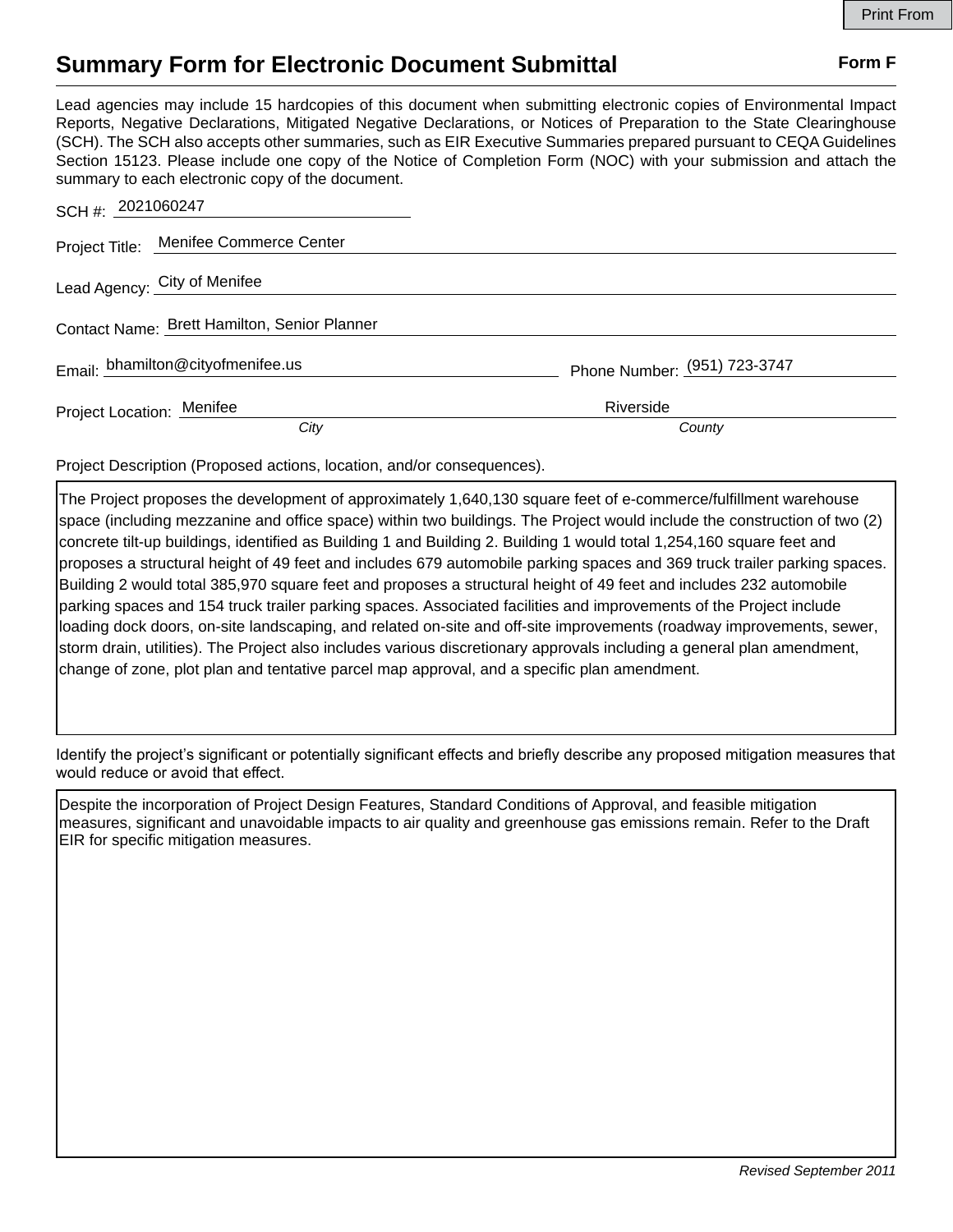Print From

# Summary Form for Electronic Document Submittal

**Form F**

Lead agencies may include 15 hardcopies of this document when submitting electronic copies of Environmental Impact Reports, Negative Declarations, Mitigated Negative Declarations, or Notices of Preparation to the State Clearinghouse (SCH). The SCH also accepts other summaries, such as EIR Executive Summaries prepared pursuant to CEQA Guidelines Section 15123. Please include one copy of the Notice of Completion Form (NOC) with your submission and attach the summary to each electronic copy of the document.

SCH #: 2021060247

Project Title: Menifee Commerce Center

Lead Agency: City of Menifee

Contact Name: Brett Hamilton, Senior Planner

Email: bhamilton@cityofmenifee.us

Phone Number: (951) 723-3747

Project Location: Menifee (*City*), Riverside (*County*)

Project Description (Proposed actions, location, and/or consequences).

The Project proposes the development of approximately 1,640,130 square feet of e-commerce/fulfillment warehouse space (including mezzanine and office space) within two buildings. The Project would include the construction of two (2) concrete tilt-up buildings, identified as Building 1 and Building 2. Building 1 would total 1,254,160 square feet and proposes a structural height of 49 feet and includes 679 automobile parking spaces and 369 truck trailer parking spaces. Building 2 would total 385,970 square feet and proposes a structural height of 49 feet and includes 232 automobile parking spaces and 154 truck trailer parking spaces. Associated facilities and improvements of the Project include loading dock doors, on-site landscaping, and related on-site and off-site improvements (roadway improvements, sewer, storm drain, utilities). The Project also includes various discretionary approvals including a general plan amendment, change of zone, plot plan and tentative parcel map approval, and a specific plan amendment.

Identify the project's significant or potentially significant effects and briefly describe any proposed mitigation measures that would reduce or avoid that effect.

Despite the incorporation of Project Design Features, Standard Conditions of Approval, and feasible mitigation measures, significant and unavoidable impacts to air quality and greenhouse gas emissions remain. Refer to the Draft EIR for specific mitigation measures.

*Revised September 2011*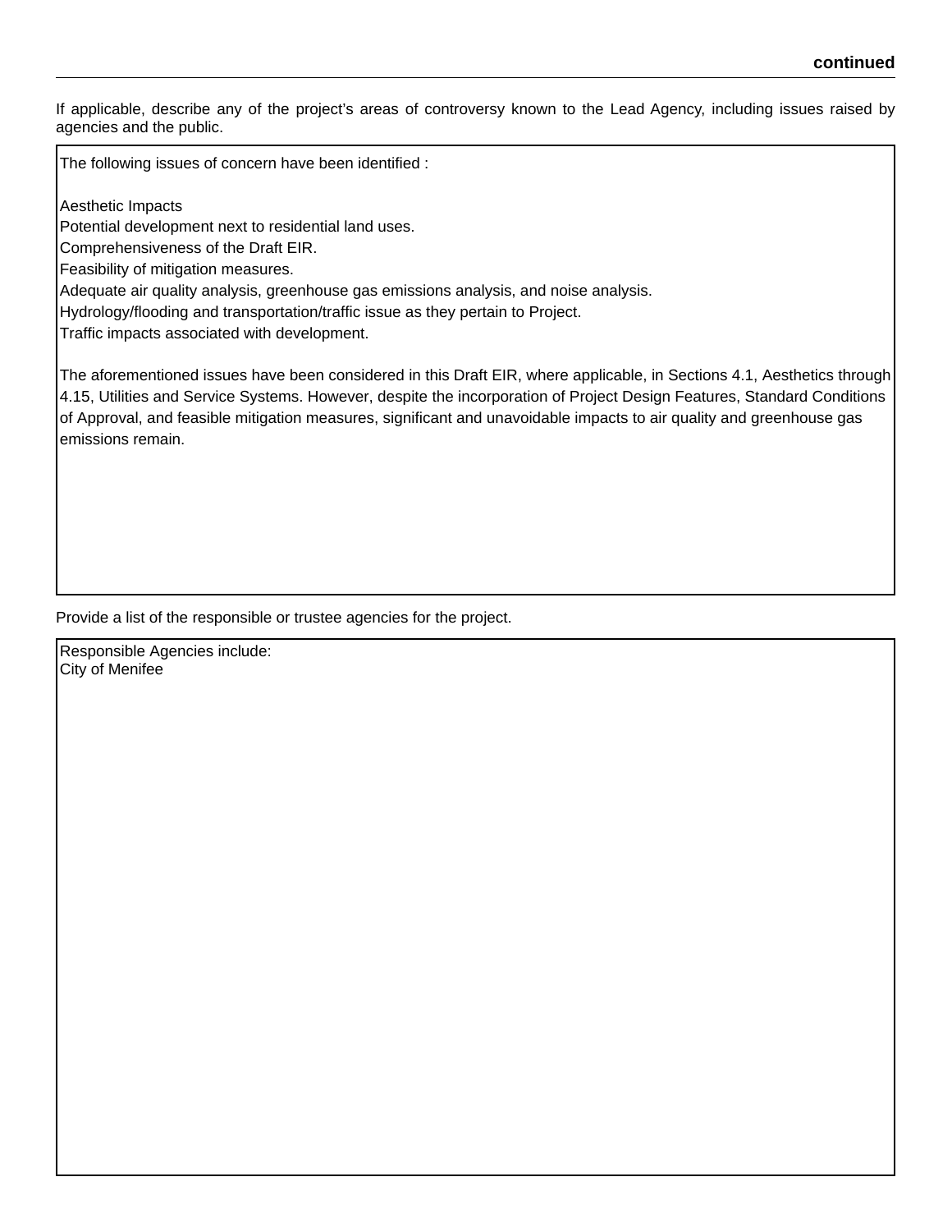**continued**

If applicable, describe any of the project's areas of controversy known to the Lead Agency, including issues raised by agencies and the public.

The following issues of concern have been identified :

Aesthetic Impacts
Potential development next to residential land uses.
Comprehensiveness of the Draft EIR.
Feasibility of mitigation measures.
Adequate air quality analysis, greenhouse gas emissions analysis, and noise analysis.
Hydrology/flooding and transportation/traffic issue as they pertain to Project.
Traffic impacts associated with development.

The aforementioned issues have been considered in this Draft EIR, where applicable, in Sections 4.1, Aesthetics through 4.15, Utilities and Service Systems. However, despite the incorporation of Project Design Features, Standard Conditions of Approval, and feasible mitigation measures, significant and unavoidable impacts to air quality and greenhouse gas emissions remain.

Provide a list of the responsible or trustee agencies for the project.

Responsible Agencies include:
City of Menifee